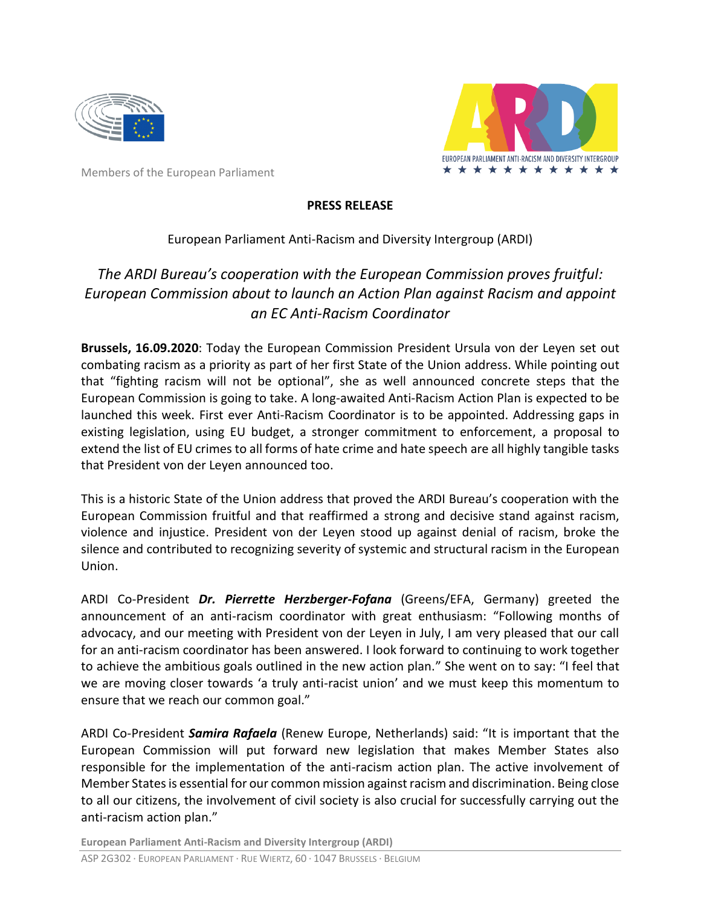Members of the European Parliament

EUROPEAN PARLIAMENT ANTI-RACISM AND DIVERSITY INTERGROUP

**PRESS RELEASE**

European Parliament Anti-Racism and Diversity Intergroup (ARDI)

*The ARDI Bureau's cooperation with the European Commission proves fruitful: European Commission about to launch an Action Plan against Racism and appoint an EC Anti-Racism Coordinator*

**Brussels, 16.09.2020**: Today the European Commission President Ursula von der Leyen set out combating racism as a priority as part of her first State of the Union address. While pointing out that "fighting racism will not be optional", she as well announced concrete steps that the European Commission is going to take. A long-awaited Anti-Racism Action Plan is expected to be launched this week. First ever Anti-Racism Coordinator is to be appointed. Addressing gaps in existing legislation, using EU budget, a stronger commitment to enforcement, a proposal to extend the list of EU crimes to all forms of hate crime and hate speech are all highly tangible tasks that President von der Leyen announced too.

This is a historic State of the Union address that proved the ARDI Bureau's cooperation with the European Commission fruitful and that reaffirmed a strong and decisive stand against racism, violence and injustice. President von der Leyen stood up against denial of racism, broke the silence and contributed to recognizing severity of systemic and structural racism in the European Union.

ARDI Co-President ***Dr. Pierrette Herzberger-Fofana*** (Greens/EFA, Germany) greeted the announcement of an anti-racism coordinator with great enthusiasm: "Following months of advocacy, and our meeting with President von der Leyen in July, I am very pleased that our call for an anti-racism coordinator has been answered. I look forward to continuing to work together to achieve the ambitious goals outlined in the new action plan." She went on to say: "I feel that we are moving closer towards 'a truly anti-racist union' and we must keep this momentum to ensure that we reach our common goal."

ARDI Co-President ***Samira Rafaela*** (Renew Europe, Netherlands) said: "It is important that the European Commission will put forward new legislation that makes Member States also responsible for the implementation of the anti-racism action plan. The active involvement of Member States is essential for our common mission against racism and discrimination. Being close to all our citizens, the involvement of civil society is also crucial for successfully carrying out the anti-racism action plan."

**European Parliament Anti-Racism and Diversity Intergroup (ARDI)**
ASP 2G302 · European Parliament · Rue Wiertz, 60 · 1047 Brussels · Belgium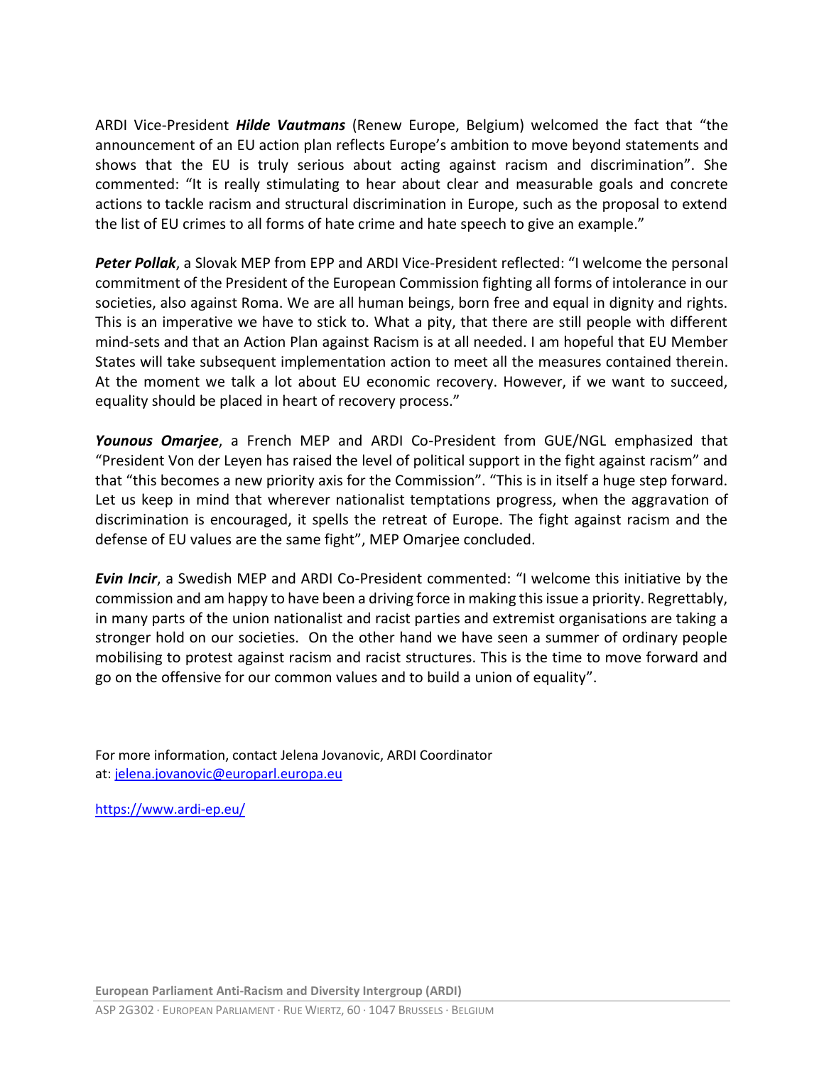ARDI Vice-President ***Hilde Vautmans*** (Renew Europe, Belgium) welcomed the fact that "the announcement of an EU action plan reflects Europe's ambition to move beyond statements and shows that the EU is truly serious about acting against racism and discrimination". She commented: "It is really stimulating to hear about clear and measurable goals and concrete actions to tackle racism and structural discrimination in Europe, such as the proposal to extend the list of EU crimes to all forms of hate crime and hate speech to give an example."

***Peter Pollak***, a Slovak MEP from EPP and ARDI Vice-President reflected: "I welcome the personal commitment of the President of the European Commission fighting all forms of intolerance in our societies, also against Roma. We are all human beings, born free and equal in dignity and rights. This is an imperative we have to stick to. What a pity, that there are still people with different mind-sets and that an Action Plan against Racism is at all needed. I am hopeful that EU Member States will take subsequent implementation action to meet all the measures contained therein. At the moment we talk a lot about EU economic recovery. However, if we want to succeed, equality should be placed in heart of recovery process."

***Younous Omarjee***, a French MEP and ARDI Co-President from GUE/NGL emphasized that "President Von der Leyen has raised the level of political support in the fight against racism" and that "this becomes a new priority axis for the Commission". "This is in itself a huge step forward. Let us keep in mind that wherever nationalist temptations progress, when the aggravation of discrimination is encouraged, it spells the retreat of Europe. The fight against racism and the defense of EU values are the same fight", MEP Omarjee concluded.

***Evin Incir***, a Swedish MEP and ARDI Co-President commented: "I welcome this initiative by the commission and am happy to have been a driving force in making this issue a priority. Regrettably, in many parts of the union nationalist and racist parties and extremist organisations are taking a stronger hold on our societies. On the other hand we have seen a summer of ordinary people mobilising to protest against racism and racist structures. This is the time to move forward and go on the offensive for our common values and to build a union of equality".

For more information, contact Jelena Jovanovic, ARDI Coordinator at: jelena.jovanovic@europarl.europa.eu

https://www.ardi-ep.eu/